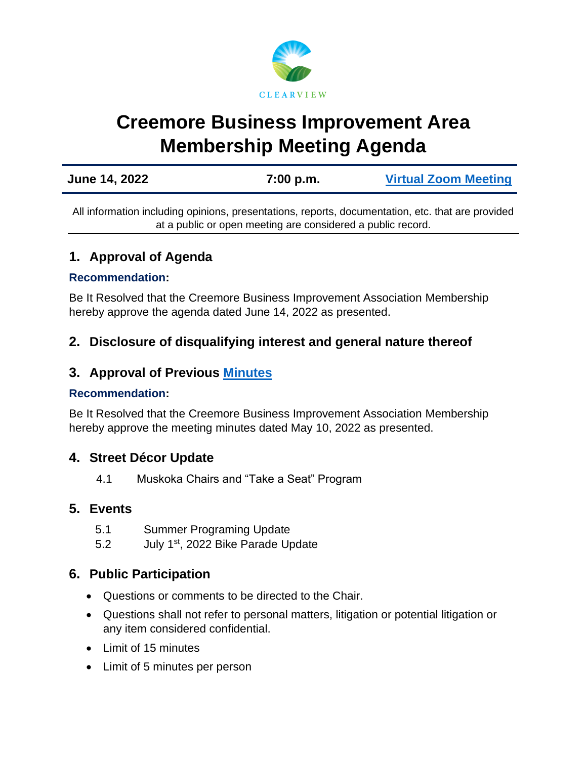CLEARVIEW

# Creemore Business Improvement Area Membership Meeting Agenda

| June 14, 2022 | 7:00 p.m. | Virtual Zoom Meeting |
|---|---|---|

All information including opinions, presentations, reports, documentation, etc. that are provided at a public or open meeting are considered a public record.

## 1. Approval of Agenda

**Recommendation:**

Be It Resolved that the Creemore Business Improvement Association Membership hereby approve the agenda dated June 14, 2022 as presented.

## 2. Disclosure of disqualifying interest and general nature thereof

## 3. Approval of Previous Minutes

**Recommendation:**

Be It Resolved that the Creemore Business Improvement Association Membership hereby approve the meeting minutes dated May 10, 2022 as presented.

## 4. Street Décor Update

4.1 Muskoka Chairs and "Take a Seat" Program

## 5. Events

5.1 Summer Programing Update

5.2 July 1st, 2022 Bike Parade Update

## 6. Public Participation

- Questions or comments to be directed to the Chair.
- Questions shall not refer to personal matters, litigation or potential litigation or any item considered confidential.
- Limit of 15 minutes
- Limit of 5 minutes per person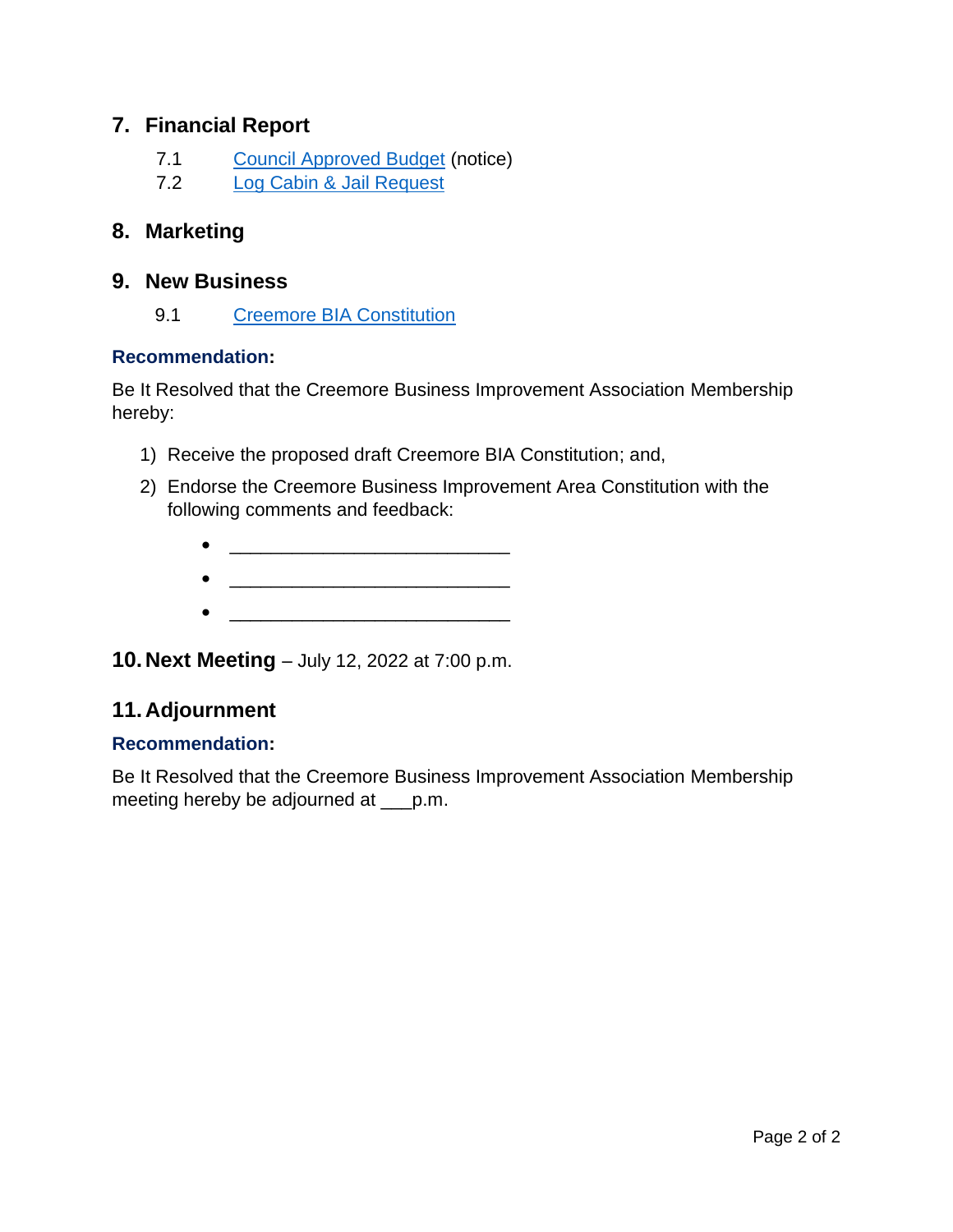## 7. Financial Report

7.1 Council Approved Budget (notice)
7.2 Log Cabin & Jail Request

## 8. Marketing

## 9. New Business

9.1 Creemore BIA Constitution

**Recommendation:**

Be It Resolved that the Creemore Business Improvement Association Membership hereby:

1) Receive the proposed draft Creemore BIA Constitution; and,
2) Endorse the Creemore Business Improvement Area Constitution with the following comments and feedback:

    - ___________________________
    - ___________________________
    - ___________________________

## 10. Next Meeting – July 12, 2022 at 7:00 p.m.

## 11. Adjournment

**Recommendation:**

Be It Resolved that the Creemore Business Improvement Association Membership meeting hereby be adjourned at ___p.m.